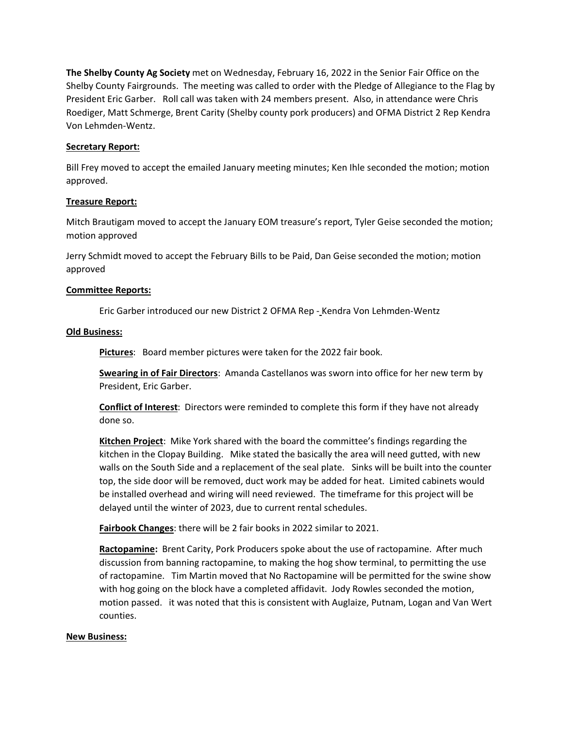**The Shelby County Ag Society** met on Wednesday, February 16, 2022 in the Senior Fair Office on the Shelby County Fairgrounds. The meeting was called to order with the Pledge of Allegiance to the Flag by President Eric Garber. Roll call was taken with 24 members present. Also, in attendance were Chris Roediger, Matt Schmerge, Brent Carity (Shelby county pork producers) and OFMA District 2 Rep Kendra Von Lehmden-Wentz.

**Secretary Report:**

Bill Frey moved to accept the emailed January meeting minutes; Ken Ihle seconded the motion; motion approved.

**Treasure Report:**

Mitch Brautigam moved to accept the January EOM treasure's report, Tyler Geise seconded the motion; motion approved

Jerry Schmidt moved to accept the February Bills to be Paid, Dan Geise seconded the motion; motion approved

**Committee Reports:**

Eric Garber introduced our new District 2 OFMA Rep - Kendra Von Lehmden-Wentz

**Old Business:**

**Pictures**: Board member pictures were taken for the 2022 fair book.

**Swearing in of Fair Directors**: Amanda Castellanos was sworn into office for her new term by President, Eric Garber.

**Conflict of Interest**: Directors were reminded to complete this form if they have not already done so.

**Kitchen Project**: Mike York shared with the board the committee's findings regarding the kitchen in the Clopay Building. Mike stated the basically the area will need gutted, with new walls on the South Side and a replacement of the seal plate. Sinks will be built into the counter top, the side door will be removed, duct work may be added for heat. Limited cabinets would be installed overhead and wiring will need reviewed. The timeframe for this project will be delayed until the winter of 2023, due to current rental schedules.

**Fairbook Changes**: there will be 2 fair books in 2022 similar to 2021.

**Ractopamine:** Brent Carity, Pork Producers spoke about the use of ractopamine. After much discussion from banning ractopamine, to making the hog show terminal, to permitting the use of ractopamine. Tim Martin moved that No Ractopamine will be permitted for the swine show with hog going on the block have a completed affidavit. Jody Rowles seconded the motion, motion passed. it was noted that this is consistent with Auglaize, Putnam, Logan and Van Wert counties.

**New Business:**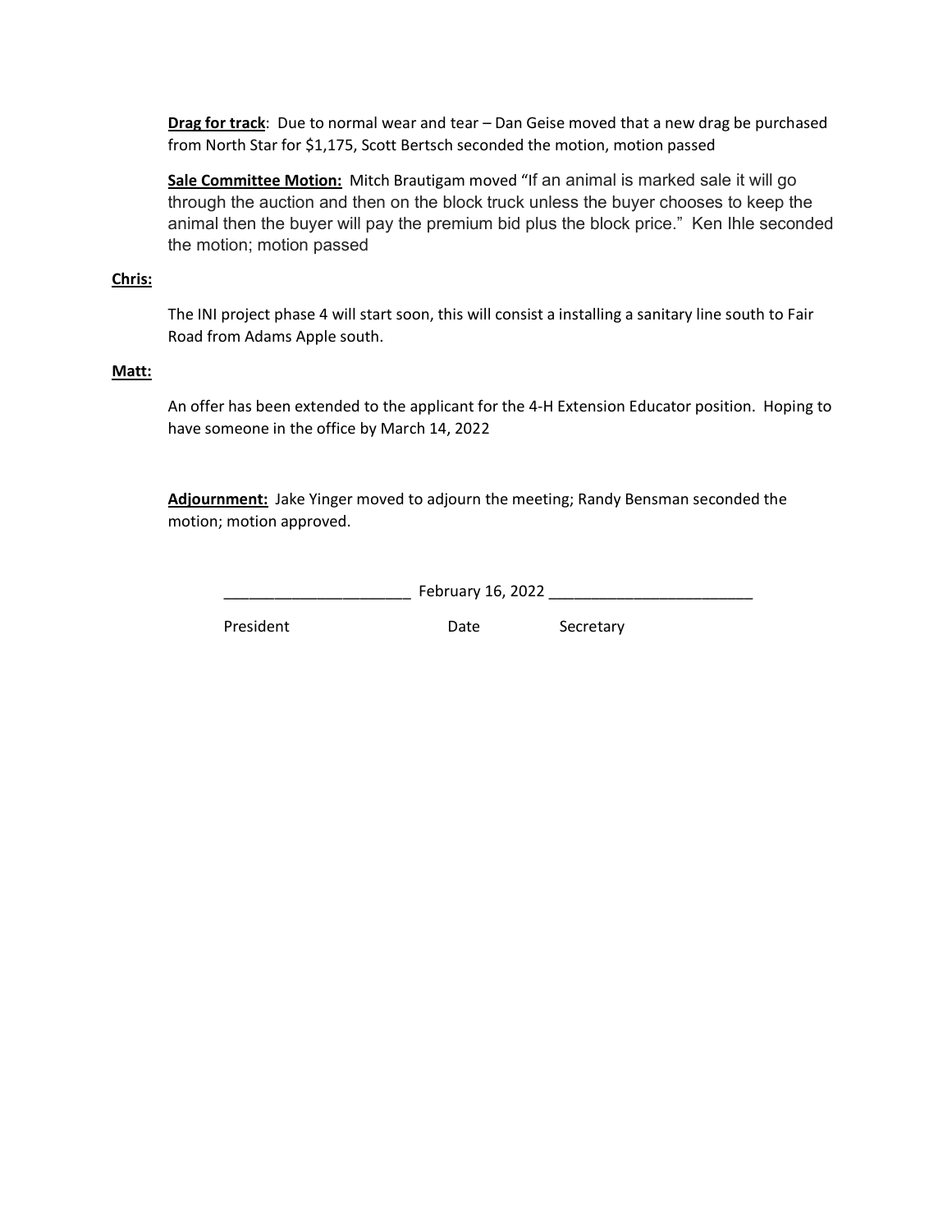**Drag for track**: Due to normal wear and tear – Dan Geise moved that a new drag be purchased from North Star for $1,175, Scott Bertsch seconded the motion, motion passed

**Sale Committee Motion:** Mitch Brautigam moved "If an animal is marked sale it will go through the auction and then on the block truck unless the buyer chooses to keep the animal then the buyer will pay the premium bid plus the block price." Ken Ihle seconded the motion; motion passed

**Chris:**

The INI project phase 4 will start soon, this will consist a installing a sanitary line south to Fair Road from Adams Apple south.

**Matt:**

An offer has been extended to the applicant for the 4-H Extension Educator position. Hoping to have someone in the office by March 14, 2022

**Adjournment:** Jake Yinger moved to adjourn the meeting; Randy Bensman seconded the motion; motion approved.

_____________________ February 16, 2022 ________________________

President Date Secretary